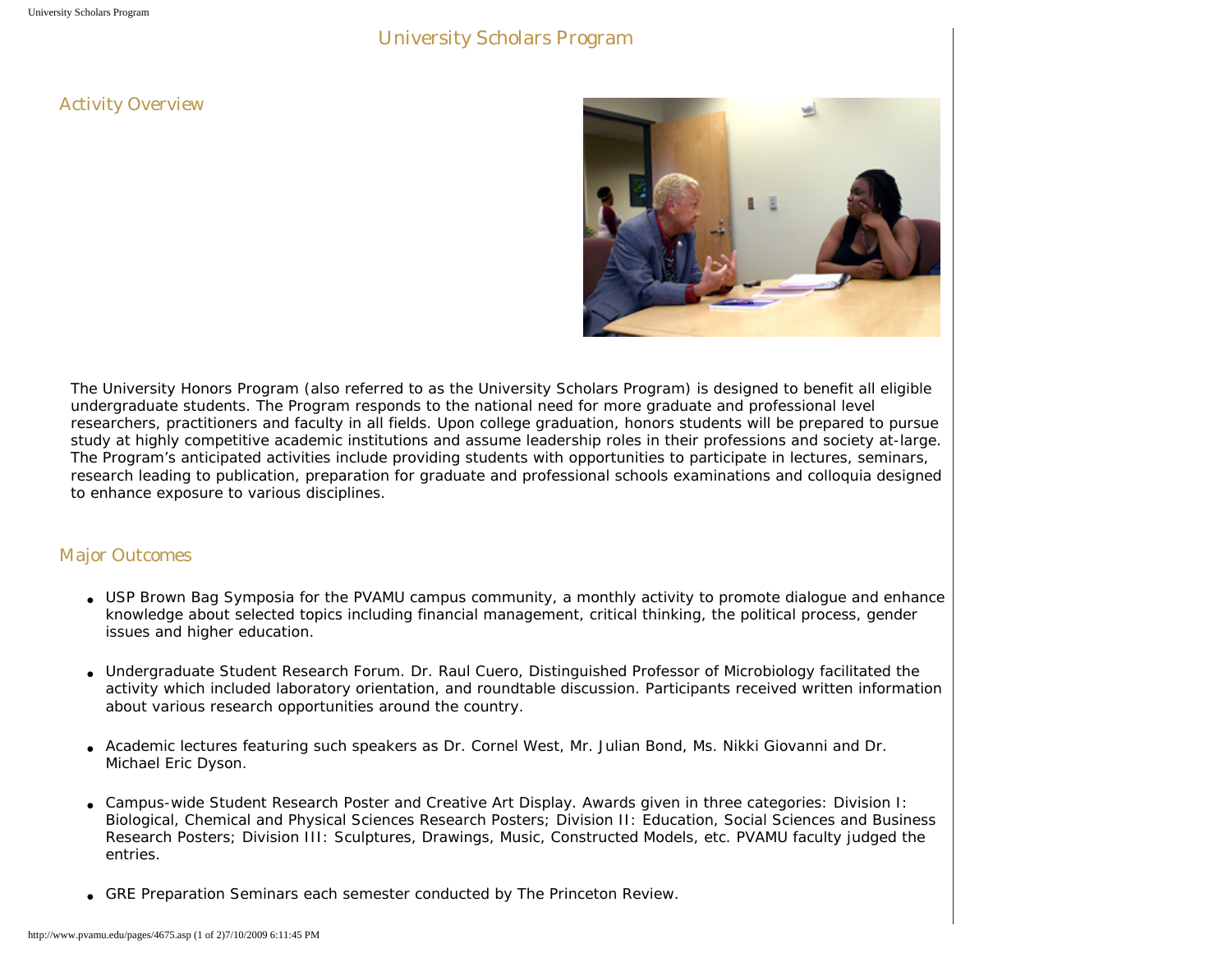# University Scholars Program

## Activity Overview

The University Honors Program (also referred to as the University Scholars Program) is designed to benefit all eligible undergraduate students. The Program responds to the national need for more graduate and professional level researchers, practitioners and faculty in all fields. Upon college graduation, honors students will be prepared to pursue study at highly competitive academic institutions and assume leadership roles in their professions and society at-large. The Program's anticipated activities include providing students with opportunities to participate in lectures, seminars, research leading to publication, preparation for graduate and professional schools examinations and colloquia designed to enhance exposure to various disciplines.

## Major Outcomes

- USP Brown Bag Symposia for the PVAMU campus community, a monthly activity to promote dialogue and enhance knowledge about selected topics including financial management, critical thinking, the political process, gender issues and higher education.
- Undergraduate Student Research Forum. Dr. Raul Cuero, Distinguished Professor of Microbiology facilitated the activity which included laboratory orientation, and roundtable discussion. Participants received written information about various research opportunities around the country.
- Academic lectures featuring such speakers as Dr. Cornel West, Mr. Julian Bond, Ms. Nikki Giovanni and Dr. Michael Eric Dyson.
- Campus-wide Student Research Poster and Creative Art Display. Awards given in three categories: Division I: Biological, Chemical and Physical Sciences Research Posters; Division II: Education, Social Sciences and Business Research Posters; Division III: Sculptures, Drawings, Music, Constructed Models, etc. PVAMU faculty judged the entries.
- GRE Preparation Seminars each semester conducted by The Princeton Review.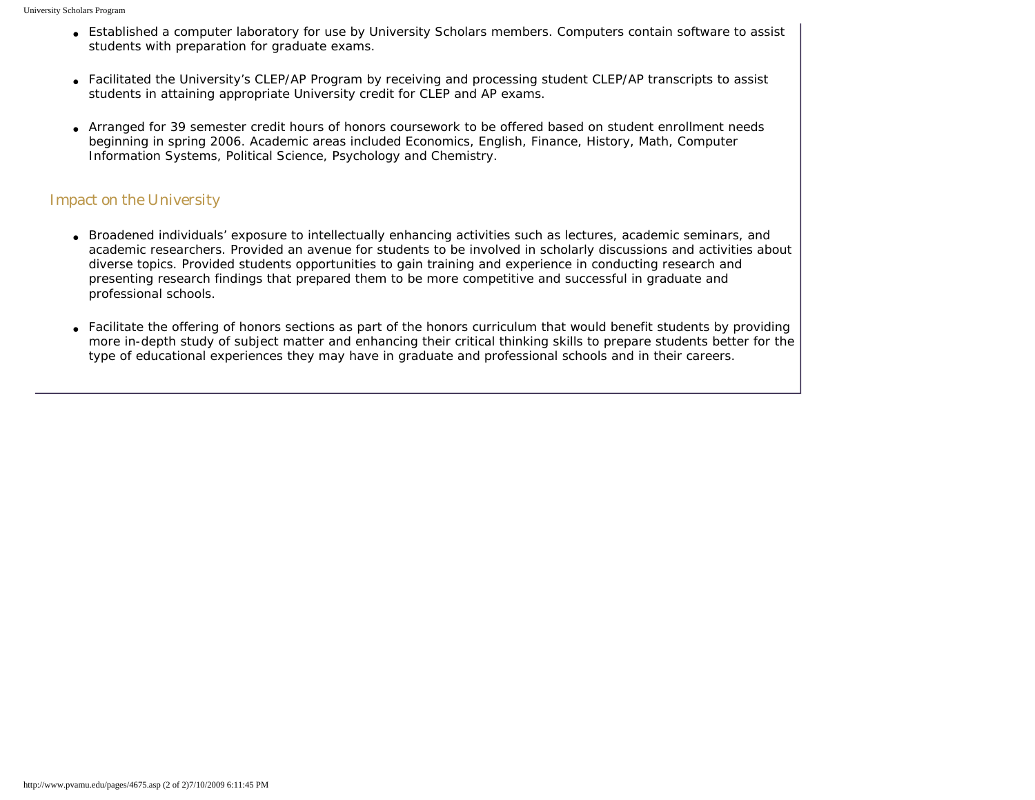- Established a computer laboratory for use by University Scholars members. Computers contain software to assist students with preparation for graduate exams.

- Facilitated the University's CLEP/AP Program by receiving and processing student CLEP/AP transcripts to assist students in attaining appropriate University credit for CLEP and AP exams.

- Arranged for 39 semester credit hours of honors coursework to be offered based on student enrollment needs beginning in spring 2006. Academic areas included Economics, English, Finance, History, Math, Computer Information Systems, Political Science, Psychology and Chemistry.

## Impact on the University

- Broadened individuals' exposure to intellectually enhancing activities such as lectures, academic seminars, and academic researchers. Provided an avenue for students to be involved in scholarly discussions and activities about diverse topics. Provided students opportunities to gain training and experience in conducting research and presenting research findings that prepared them to be more competitive and successful in graduate and professional schools.

- Facilitate the offering of honors sections as part of the honors curriculum that would benefit students by providing more in-depth study of subject matter and enhancing their critical thinking skills to prepare students better for the type of educational experiences they may have in graduate and professional schools and in their careers.